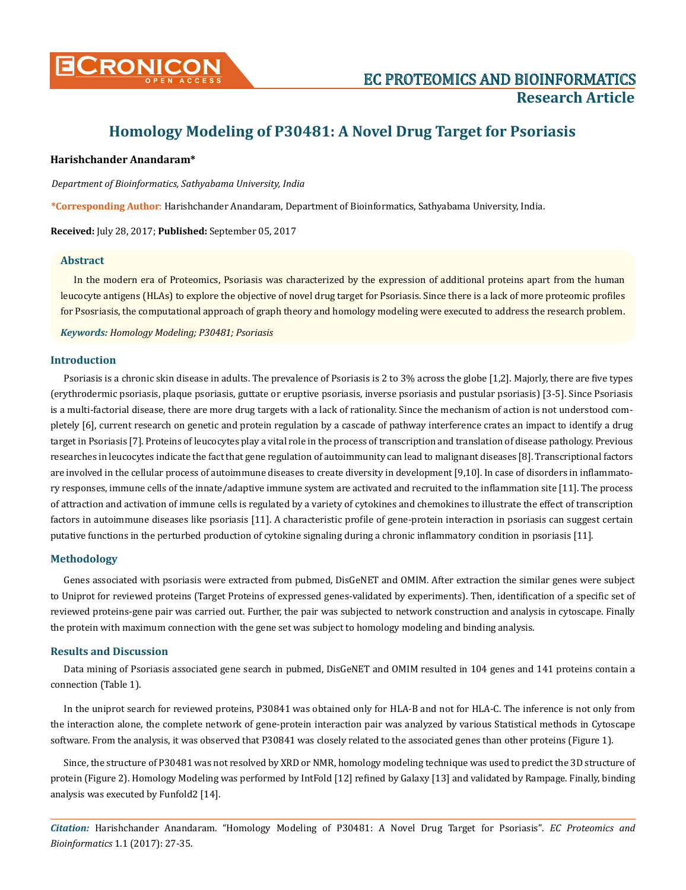# Homology Modeling of P30481: A Novel Drug Target for Psoriasis

**Harishchander Anandaram***

*Department of Bioinformatics, Sathyabama University, India*

**\*Corresponding Author**: Harishchander Anandaram, Department of Bioinformatics, Sathyabama University, India.

**Received:** July 28, 2017; **Published:** September 05, 2017

## Abstract

In the modern era of Proteomics, Psoriasis was characterized by the expression of additional proteins apart from the human leucocyte antigens (HLAs) to explore the objective of novel drug target for Psoriasis. Since there is a lack of more proteomic profiles for Psosriasis, the computational approach of graph theory and homology modeling were executed to address the research problem.

***Keywords:*** *Homology Modeling; P30481; Psoriasis*

## Introduction

Psoriasis is a chronic skin disease in adults. The prevalence of Psoriasis is 2 to 3% across the globe [1,2]. Majorly, there are five types (erythrodermic psoriasis, plaque psoriasis, guttate or eruptive psoriasis, inverse psoriasis and pustular psoriasis) [3-5]. Since Psoriasis is a multi-factorial disease, there are more drug targets with a lack of rationality. Since the mechanism of action is not understood completely [6], current research on genetic and protein regulation by a cascade of pathway interference crates an impact to identify a drug target in Psoriasis [7]. Proteins of leucocytes play a vital role in the process of transcription and translation of disease pathology. Previous researches in leucocytes indicate the fact that gene regulation of autoimmunity can lead to malignant diseases [8]. Transcriptional factors are involved in the cellular process of autoimmune diseases to create diversity in development [9,10]. In case of disorders in inflammatory responses, immune cells of the innate/adaptive immune system are activated and recruited to the inflammation site [11]. The process of attraction and activation of immune cells is regulated by a variety of cytokines and chemokines to illustrate the effect of transcription factors in autoimmune diseases like psoriasis [11]. A characteristic profile of gene-protein interaction in psoriasis can suggest certain putative functions in the perturbed production of cytokine signaling during a chronic inflammatory condition in psoriasis [11].

## Methodology

Genes associated with psoriasis were extracted from pubmed, DisGeNET and OMIM. After extraction the similar genes were subject to Uniprot for reviewed proteins (Target Proteins of expressed genes-validated by experiments). Then, identification of a specific set of reviewed proteins-gene pair was carried out. Further, the pair was subjected to network construction and analysis in cytoscape. Finally the protein with maximum connection with the gene set was subject to homology modeling and binding analysis.

## Results and Discussion

Data mining of Psoriasis associated gene search in pubmed, DisGeNET and OMIM resulted in 104 genes and 141 proteins contain a connection (Table 1).

In the uniprot search for reviewed proteins, P30841 was obtained only for HLA-B and not for HLA-C. The inference is not only from the interaction alone, the complete network of gene-protein interaction pair was analyzed by various Statistical methods in Cytoscape software. From the analysis, it was observed that P30841 was closely related to the associated genes than other proteins (Figure 1).

Since, the structure of P30481 was not resolved by XRD or NMR, homology modeling technique was used to predict the 3D structure of protein (Figure 2). Homology Modeling was performed by IntFold [12] refined by Galaxy [13] and validated by Rampage. Finally, binding analysis was executed by Funfold2 [14].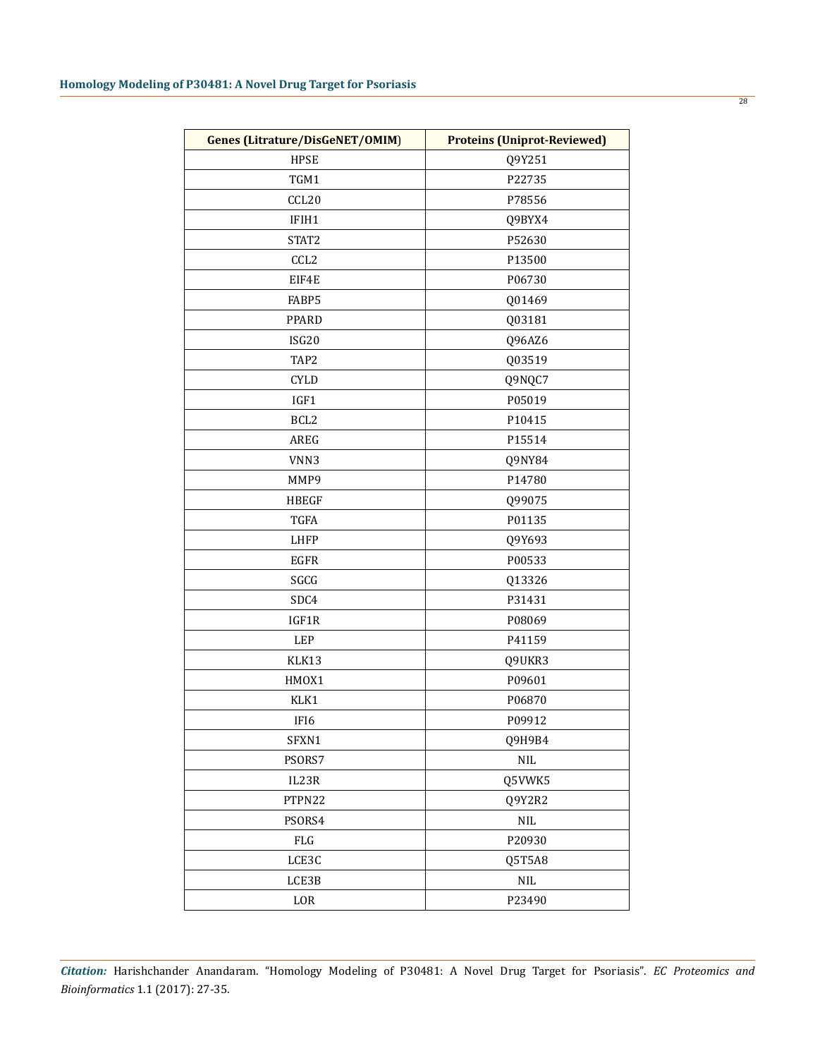| Genes (Litrature/DisGeNET/OMIM) | Proteins (Uniprot-Reviewed) |
|---|---|
| HPSE | Q9Y251 |
| TGM1 | P22735 |
| CCL20 | P78556 |
| IFIH1 | Q9BYX4 |
| STAT2 | P52630 |
| CCL2 | P13500 |
| EIF4E | P06730 |
| FABP5 | Q01469 |
| PPARD | Q03181 |
| ISG20 | Q96AZ6 |
| TAP2 | Q03519 |
| CYLD | Q9NQC7 |
| IGF1 | P05019 |
| BCL2 | P10415 |
| AREG | P15514 |
| VNN3 | Q9NY84 |
| MMP9 | P14780 |
| HBEGF | Q99075 |
| TGFA | P01135 |
| LHFP | Q9Y693 |
| EGFR | P00533 |
| SGCG | Q13326 |
| SDC4 | P31431 |
| IGF1R | P08069 |
| LEP | P41159 |
| KLK13 | Q9UKR3 |
| HMOX1 | P09601 |
| KLK1 | P06870 |
| IFI6 | P09912 |
| SFXN1 | Q9H9B4 |
| PSORS7 | NIL |
| IL23R | Q5VWK5 |
| PTPN22 | Q9Y2R2 |
| PSORS4 | NIL |
| FLG | P20930 |
| LCE3C | Q5T5A8 |
| LCE3B | NIL |
| LOR | P23490 |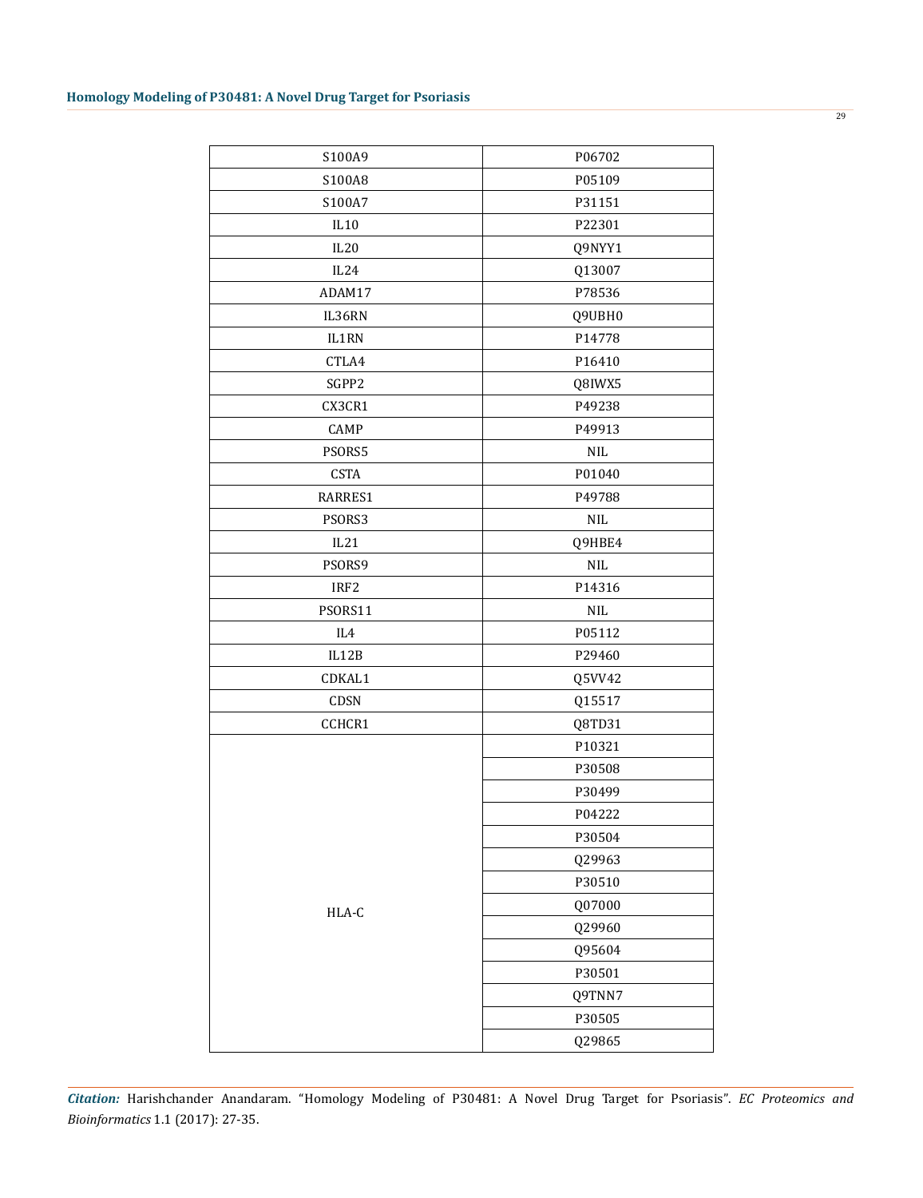| S100A9 | P06702 |
|---|---|
| S100A8 | P05109 |
| S100A7 | P31151 |
| IL10 | P22301 |
| IL20 | Q9NYY1 |
| IL24 | Q13007 |
| ADAM17 | P78536 |
| IL36RN | Q9UBH0 |
| IL1RN | P14778 |
| CTLA4 | P16410 |
| SGPP2 | Q8IWX5 |
| CX3CR1 | P49238 |
| CAMP | P49913 |
| PSORS5 | NIL |
| CSTA | P01040 |
| RARRES1 | P49788 |
| PSORS3 | NIL |
| IL21 | Q9HBE4 |
| PSORS9 | NIL |
| IRF2 | P14316 |
| PSORS11 | NIL |
| IL4 | P05112 |
| IL12B | P29460 |
| CDKAL1 | Q5VV42 |
| CDSN | Q15517 |
| CCHCR1 | Q8TD31 |
| HLA-C | P10321 |
| | P30508 |
| | P30499 |
| | P04222 |
| | P30504 |
| | Q29963 |
| | P30510 |
| | Q07000 |
| | Q29960 |
| | Q95604 |
| | P30501 |
| | Q9TNN7 |
| | P30505 |
| | Q29865 |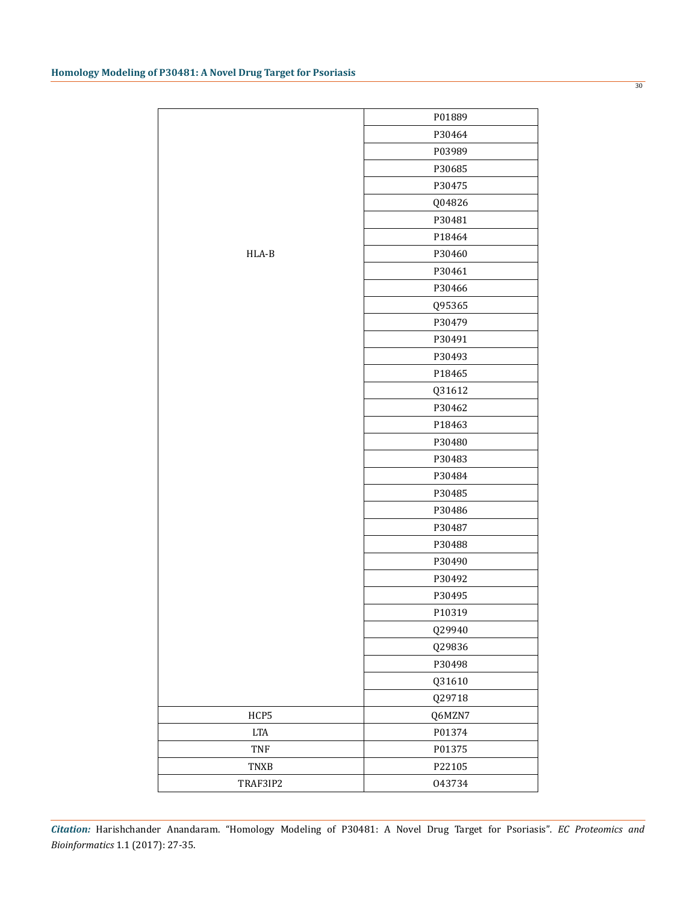| | |
|---|---|
| HLA-B | P01889 |
| | P30464 |
| | P03989 |
| | P30685 |
| | P30475 |
| | Q04826 |
| | P30481 |
| | P18464 |
| | P30460 |
| | P30461 |
| | P30466 |
| | Q95365 |
| | P30479 |
| | P30491 |
| | P30493 |
| | P18465 |
| | Q31612 |
| | P30462 |
| | P18463 |
| | P30480 |
| | P30483 |
| | P30484 |
| | P30485 |
| | P30486 |
| | P30487 |
| | P30488 |
| | P30490 |
| | P30492 |
| | P30495 |
| | P10319 |
| | Q29940 |
| | Q29836 |
| | P30498 |
| | Q31610 |
| | Q29718 |
| HCP5 | Q6MZN7 |
| LTA | P01374 |
| TNF | P01375 |
| TNXB | P22105 |
| TRAF3IP2 | O43734 |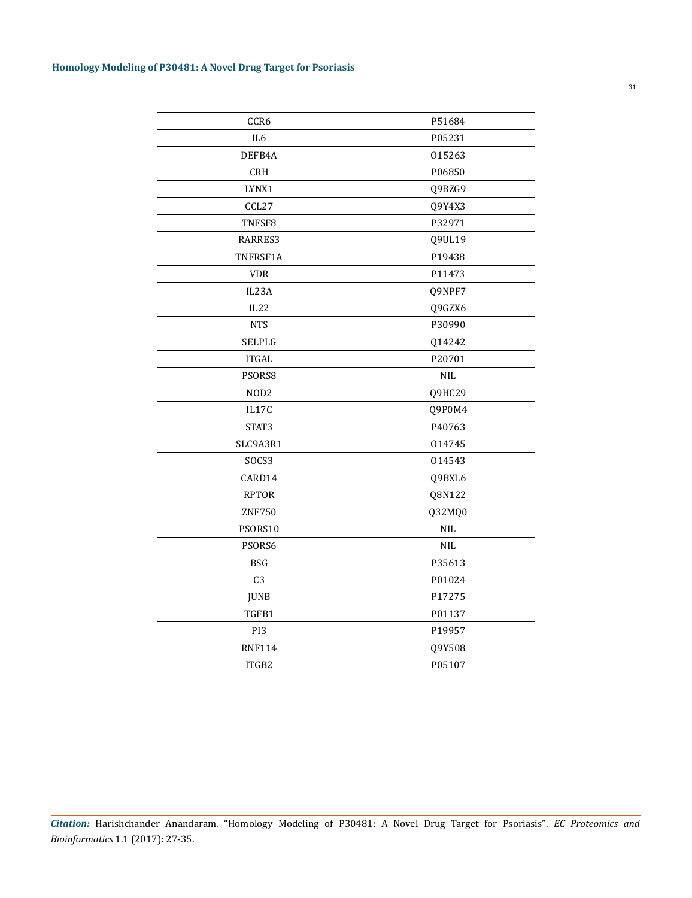| CCR6 | P51684 |
|---|---|
| IL6 | P05231 |
| DEFB4A | O15263 |
| CRH | P06850 |
| LYNX1 | Q9BZG9 |
| CCL27 | Q9Y4X3 |
| TNFSF8 | P32971 |
| RARRES3 | Q9UL19 |
| TNFRSF1A | P19438 |
| VDR | P11473 |
| IL23A | Q9NPF7 |
| IL22 | Q9GZX6 |
| NTS | P30990 |
| SELPLG | Q14242 |
| ITGAL | P20701 |
| PSORS8 | NIL |
| NOD2 | Q9HC29 |
| IL17C | Q9P0M4 |
| STAT3 | P40763 |
| SLC9A3R1 | O14745 |
| SOCS3 | O14543 |
| CARD14 | Q9BXL6 |
| RPTOR | Q8N122 |
| ZNF750 | Q32MQ0 |
| PSORS10 | NIL |
| PSORS6 | NIL |
| BSG | P35613 |
| C3 | P01024 |
| JUNB | P17275 |
| TGFB1 | P01137 |
| PI3 | P19957 |
| RNF114 | Q9Y508 |
| ITGB2 | P05107 |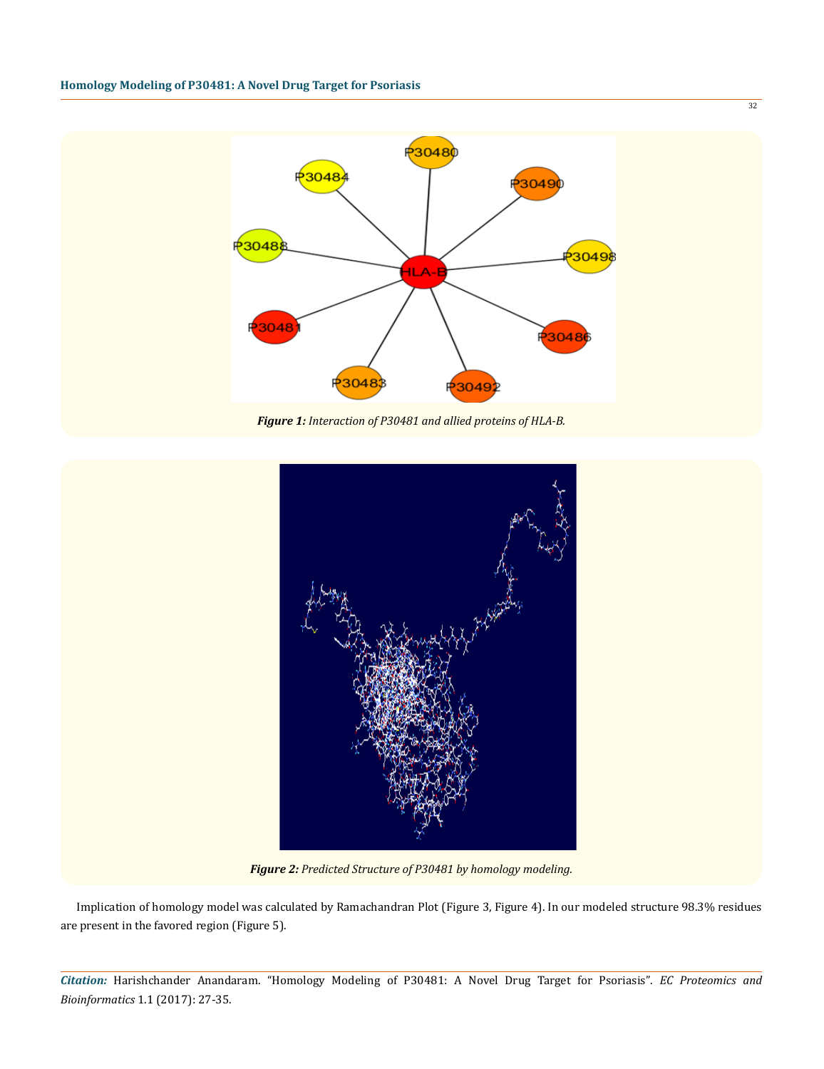*Figure 1: Interaction of P30481 and allied proteins of HLA-B.*

*Figure 2: Predicted Structure of P30481 by homology modeling.*

Implication of homology model was calculated by Ramachandran Plot (Figure 3, Figure 4). In our modeled structure 98.3% residues are present in the favored region (Figure 5).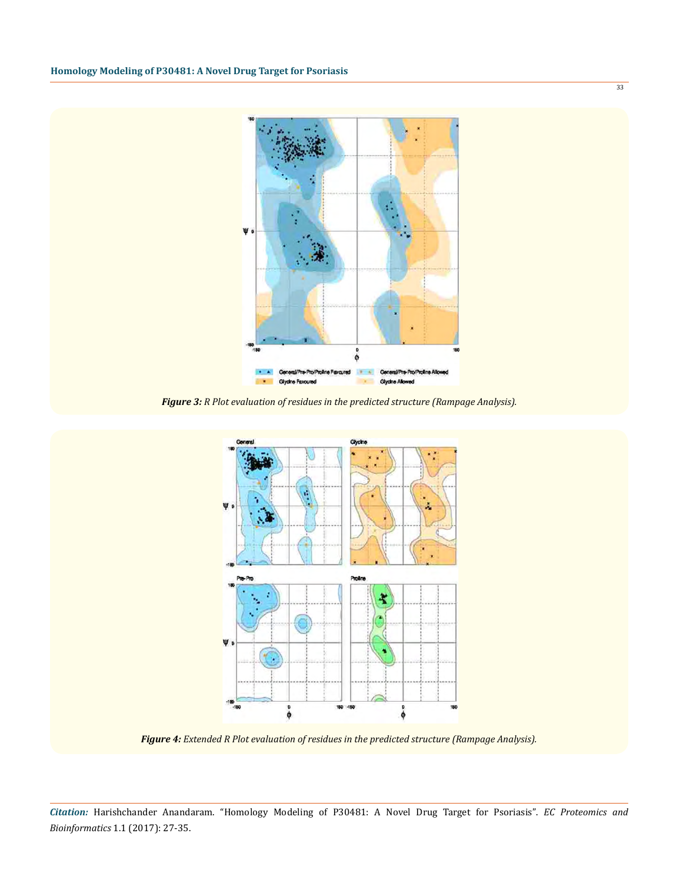*Figure 3: R Plot evaluation of residues in the predicted structure (Rampage Analysis).*

*Figure 4: Extended R Plot evaluation of residues in the predicted structure (Rampage Analysis).*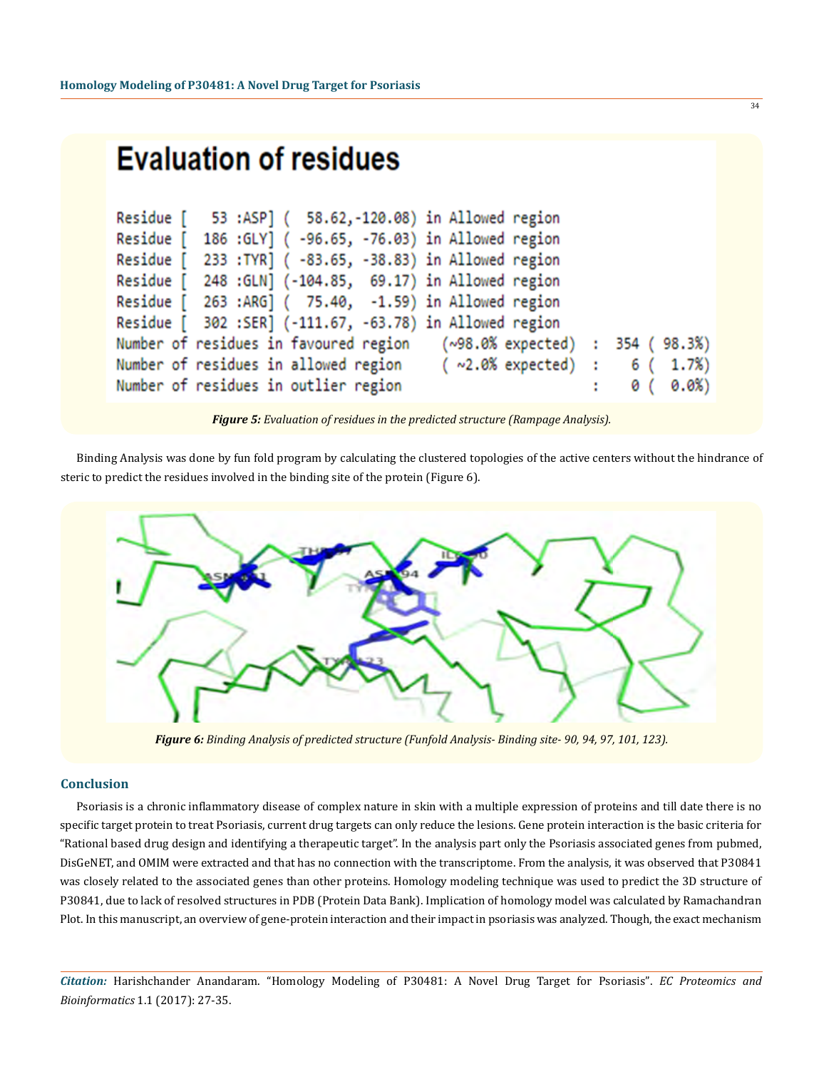```
Evaluation of residues

Residue [   53 :ASP] (  58.62,-120.08) in Allowed region
Residue [  186 :GLY] ( -96.65, -76.03) in Allowed region
Residue [  233 :TYR] ( -83.65, -38.83) in Allowed region
Residue [  248 :GLN] (-104.85,  69.17) in Allowed region
Residue [  263 :ARG] (  75.40,  -1.59) in Allowed region
Residue [  302 :SER] (-111.67, -63.78) in Allowed region
Number of residues in favoured region    (~98.0% expected)  :  354 ( 98.3%)
Number of residues in allowed region     ( ~2.0% expected)  :    6 (  1.7%)
Number of residues in outlier region                        :    0 (  0.0%)
```

***Figure 5:*** *Evaluation of residues in the predicted structure (Rampage Analysis).*

Binding Analysis was done by fun fold program by calculating the clustered topologies of the active centers without the hindrance of steric to predict the residues involved in the binding site of the protein (Figure 6).

***Figure 6:*** *Binding Analysis of predicted structure (Funfold Analysis- Binding site- 90, 94, 97, 101, 123).*

## Conclusion

Psoriasis is a chronic inflammatory disease of complex nature in skin with a multiple expression of proteins and till date there is no specific target protein to treat Psoriasis, current drug targets can only reduce the lesions. Gene protein interaction is the basic criteria for "Rational based drug design and identifying a therapeutic target". In the analysis part only the Psoriasis associated genes from pubmed, DisGeNET, and OMIM were extracted and that has no connection with the transcriptome. From the analysis, it was observed that P30841 was closely related to the associated genes than other proteins. Homology modeling technique was used to predict the 3D structure of P30841, due to lack of resolved structures in PDB (Protein Data Bank). Implication of homology model was calculated by Ramachandran Plot. In this manuscript, an overview of gene-protein interaction and their impact in psoriasis was analyzed. Though, the exact mechanism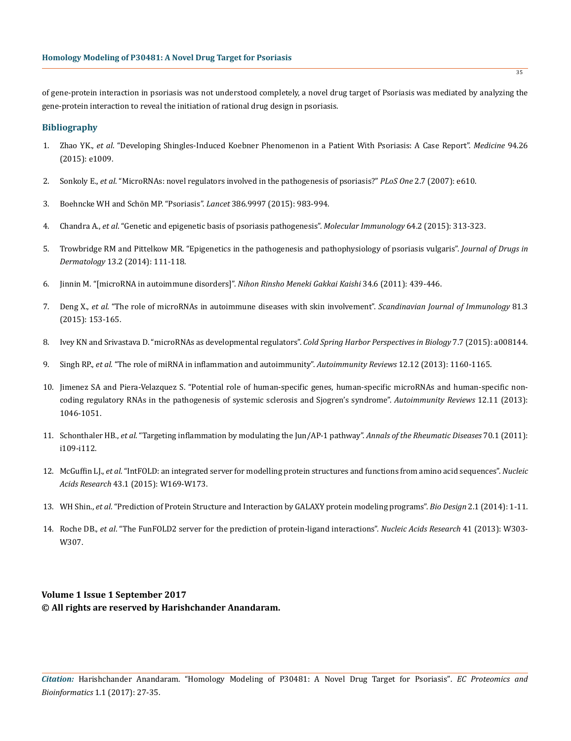of gene-protein interaction in psoriasis was not understood completely, a novel drug target of Psoriasis was mediated by analyzing the gene-protein interaction to reveal the initiation of rational drug design in psoriasis.

## Bibliography

1. Zhao YK., *et al*. "Developing Shingles-Induced Koebner Phenomenon in a Patient With Psoriasis: A Case Report". *Medicine* 94.26 (2015): e1009.
2. Sonkoly E., *et al*. "MicroRNAs: novel regulators involved in the pathogenesis of psoriasis?" *PLoS One* 2.7 (2007): e610.
3. Boehncke WH and Schön MP. "Psoriasis". *Lancet* 386.9997 (2015): 983-994.
4. Chandra A., *et al*. "Genetic and epigenetic basis of psoriasis pathogenesis". *Molecular Immunology* 64.2 (2015): 313-323.
5. Trowbridge RM and Pittelkow MR. "Epigenetics in the pathogenesis and pathophysiology of psoriasis vulgaris". *Journal of Drugs in Dermatology* 13.2 (2014): 111-118.
6. Jinnin M. "[microRNA in autoimmune disorders]". *Nihon Rinsho Meneki Gakkai Kaishi* 34.6 (2011): 439-446.
7. Deng X., *et al*. "The role of microRNAs in autoimmune diseases with skin involvement". *Scandinavian Journal of Immunology* 81.3 (2015): 153-165.
8. Ivey KN and Srivastava D. "microRNAs as developmental regulators". *Cold Spring Harbor Perspectives in Biology* 7.7 (2015): a008144.
9. Singh RP., *et al*. "The role of miRNA in inflammation and autoimmunity". *Autoimmunity Reviews* 12.12 (2013): 1160-1165.
10. Jimenez SA and Piera-Velazquez S. "Potential role of human-specific genes, human-specific microRNAs and human-specific non-coding regulatory RNAs in the pathogenesis of systemic sclerosis and Sjogren's syndrome". *Autoimmunity Reviews* 12.11 (2013): 1046-1051.
11. Schonthaler HB., *et al*. "Targeting inflammation by modulating the Jun/AP-1 pathway". *Annals of the Rheumatic Diseases* 70.1 (2011): i109-i112.
12. McGuffin LJ., *et al*. "IntFOLD: an integrated server for modelling protein structures and functions from amino acid sequences". *Nucleic Acids Research* 43.1 (2015): W169-W173.
13. WH Shin., *et al*. "Prediction of Protein Structure and Interaction by GALAXY protein modeling programs". *Bio Design* 2.1 (2014): 1-11.
14. Roche DB., *et al*. "The FunFOLD2 server for the prediction of protein-ligand interactions". *Nucleic Acids Research* 41 (2013): W303-W307.

**Volume 1 Issue 1 September 2017**
**© All rights are reserved by Harishchander Anandaram.**